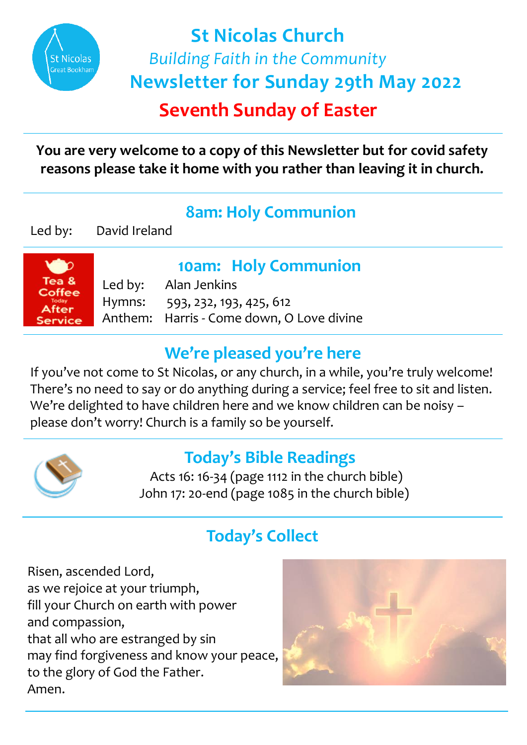# St Nicolas Church

*Building Faith in the Community*

## Newsletter for Sunday 29th May 2022

## Seventh Sunday of Easter

**You are very welcome to a copy of this Newsletter but for covid safety reasons please take it home with you rather than leaving it in church.**

### 8am: Holy Communion

Led by: David Ireland

**Tea & Coffee Today After Service**

### 10am: Holy Communion

Led by: Alan Jenkins
Hymns: 593, 232, 193, 425, 612
Anthem: Harris - Come down, O Love divine

### We're pleased you're here

If you've not come to St Nicolas, or any church, in a while, you're truly welcome! There's no need to say or do anything during a service; feel free to sit and listen. We're delighted to have children here and we know children can be noisy – please don't worry! Church is a family so be yourself.

### Today's Bible Readings

Acts 16: 16-34 (page 1112 in the church bible)
John 17: 20-end (page 1085 in the church bible)

### Today's Collect

Risen, ascended Lord,
as we rejoice at your triumph,
fill your Church on earth with power
and compassion,
that all who are estranged by sin
may find forgiveness and know your peace,
to the glory of God the Father.
Amen.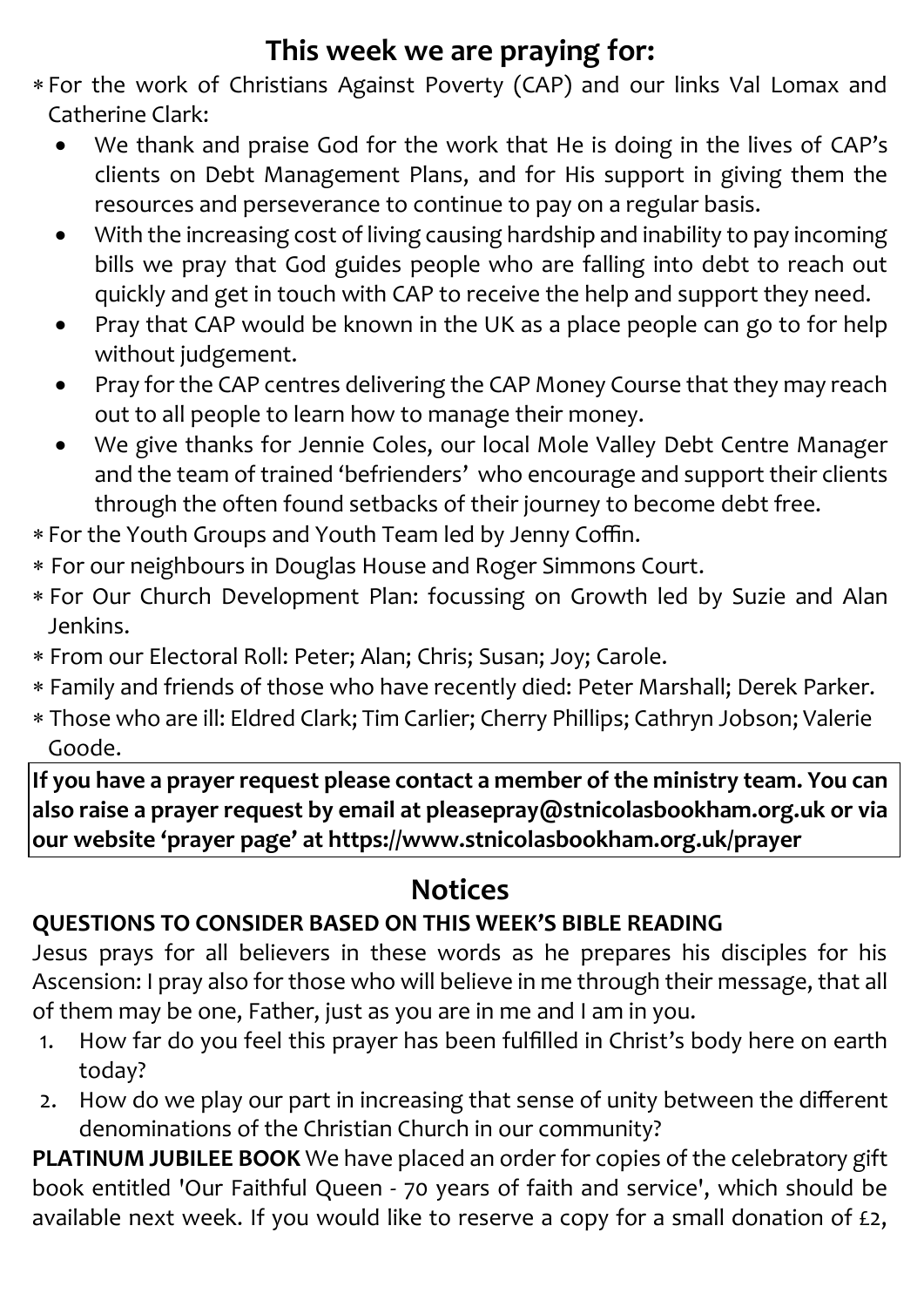## This week we are praying for:

- For the work of Christians Against Poverty (CAP) and our links Val Lomax and Catherine Clark:
  - We thank and praise God for the work that He is doing in the lives of CAP's clients on Debt Management Plans, and for His support in giving them the resources and perseverance to continue to pay on a regular basis.
  - With the increasing cost of living causing hardship and inability to pay incoming bills we pray that God guides people who are falling into debt to reach out quickly and get in touch with CAP to receive the help and support they need.
  - Pray that CAP would be known in the UK as a place people can go to for help without judgement.
  - Pray for the CAP centres delivering the CAP Money Course that they may reach out to all people to learn how to manage their money.
  - We give thanks for Jennie Coles, our local Mole Valley Debt Centre Manager and the team of trained 'befrienders' who encourage and support their clients through the often found setbacks of their journey to become debt free.
- For the Youth Groups and Youth Team led by Jenny Coffin.
- For our neighbours in Douglas House and Roger Simmons Court.
- For Our Church Development Plan: focussing on Growth led by Suzie and Alan Jenkins.
- From our Electoral Roll: Peter; Alan; Chris; Susan; Joy; Carole.
- Family and friends of those who have recently died: Peter Marshall; Derek Parker.
- Those who are ill: Eldred Clark; Tim Carlier; Cherry Phillips; Cathryn Jobson; Valerie Goode.

**If you have a prayer request please contact a member of the ministry team. You can also raise a prayer request by email at pleasepray@stnicolasbookham.org.uk or via our website 'prayer page' at https://www.stnicolasbookham.org.uk/prayer**

## Notices

**QUESTIONS TO CONSIDER BASED ON THIS WEEK'S BIBLE READING**

Jesus prays for all believers in these words as he prepares his disciples for his Ascension: I pray also for those who will believe in me through their message, that all of them may be one, Father, just as you are in me and I am in you.

1. How far do you feel this prayer has been fulfilled in Christ's body here on earth today?
2. How do we play our part in increasing that sense of unity between the different denominations of the Christian Church in our community?

**PLATINUM JUBILEE BOOK** We have placed an order for copies of the celebratory gift book entitled 'Our Faithful Queen - 70 years of faith and service', which should be available next week. If you would like to reserve a copy for a small donation of £2,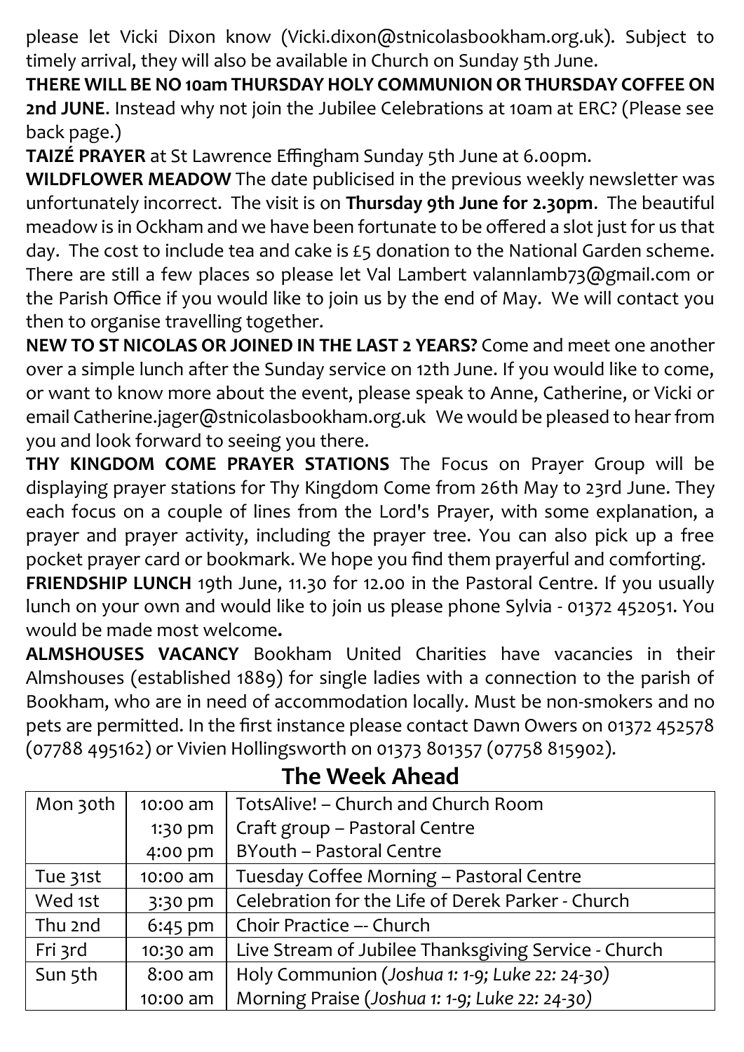please let Vicki Dixon know (Vicki.dixon@stnicolasbookham.org.uk). Subject to timely arrival, they will also be available in Church on Sunday 5th June.

**THERE WILL BE NO 10am THURSDAY HOLY COMMUNION OR THURSDAY COFFEE ON 2nd JUNE**. Instead why not join the Jubilee Celebrations at 10am at ERC? (Please see back page.)

**TAIZÉ PRAYER** at St Lawrence Effingham Sunday 5th June at 6.00pm.

**WILDFLOWER MEADOW** The date publicised in the previous weekly newsletter was unfortunately incorrect. The visit is on **Thursday 9th June for 2.30pm**. The beautiful meadow is in Ockham and we have been fortunate to be offered a slot just for us that day. The cost to include tea and cake is £5 donation to the National Garden scheme. There are still a few places so please let Val Lambert valannlamb73@gmail.com or the Parish Office if you would like to join us by the end of May. We will contact you then to organise travelling together.

**NEW TO ST NICOLAS OR JOINED IN THE LAST 2 YEARS?** Come and meet one another over a simple lunch after the Sunday service on 12th June. If you would like to come, or want to know more about the event, please speak to Anne, Catherine, or Vicki or email Catherine.jager@stnicolasbookham.org.uk We would be pleased to hear from you and look forward to seeing you there.

**THY KINGDOM COME PRAYER STATIONS** The Focus on Prayer Group will be displaying prayer stations for Thy Kingdom Come from 26th May to 23rd June. They each focus on a couple of lines from the Lord's Prayer, with some explanation, a prayer and prayer activity, including the prayer tree. You can also pick up a free pocket prayer card or bookmark. We hope you find them prayerful and comforting.

**FRIENDSHIP LUNCH** 19th June, 11.30 for 12.00 in the Pastoral Centre. If you usually lunch on your own and would like to join us please phone Sylvia - 01372 452051. You would be made most welcome**.**

**ALMSHOUSES VACANCY** Bookham United Charities have vacancies in their Almshouses (established 1889) for single ladies with a connection to the parish of Bookham, who are in need of accommodation locally. Must be non-smokers and no pets are permitted. In the first instance please contact Dawn Owers on 01372 452578 (07788 495162) or Vivien Hollingsworth on 01373 801357 (07758 815902).

## The Week Ahead

| | | |
|---|---|---|
| Mon 30th | 10:00 am | TotsAlive! – Church and Church Room |
| | 1:30 pm | Craft group – Pastoral Centre |
| | 4:00 pm | BYouth – Pastoral Centre |
| Tue 31st | 10:00 am | Tuesday Coffee Morning – Pastoral Centre |
| Wed 1st | 3:30 pm | Celebration for the Life of Derek Parker - Church |
| Thu 2nd | 6:45 pm | Choir Practice –- Church |
| Fri 3rd | 10:30 am | Live Stream of Jubilee Thanksgiving Service - Church |
| Sun 5th | 8:00 am | Holy Communion (*Joshua 1: 1-9; Luke 22: 24-30)* |
| | 10:00 am | Morning Praise (*Joshua 1: 1-9; Luke 22: 24-30)* |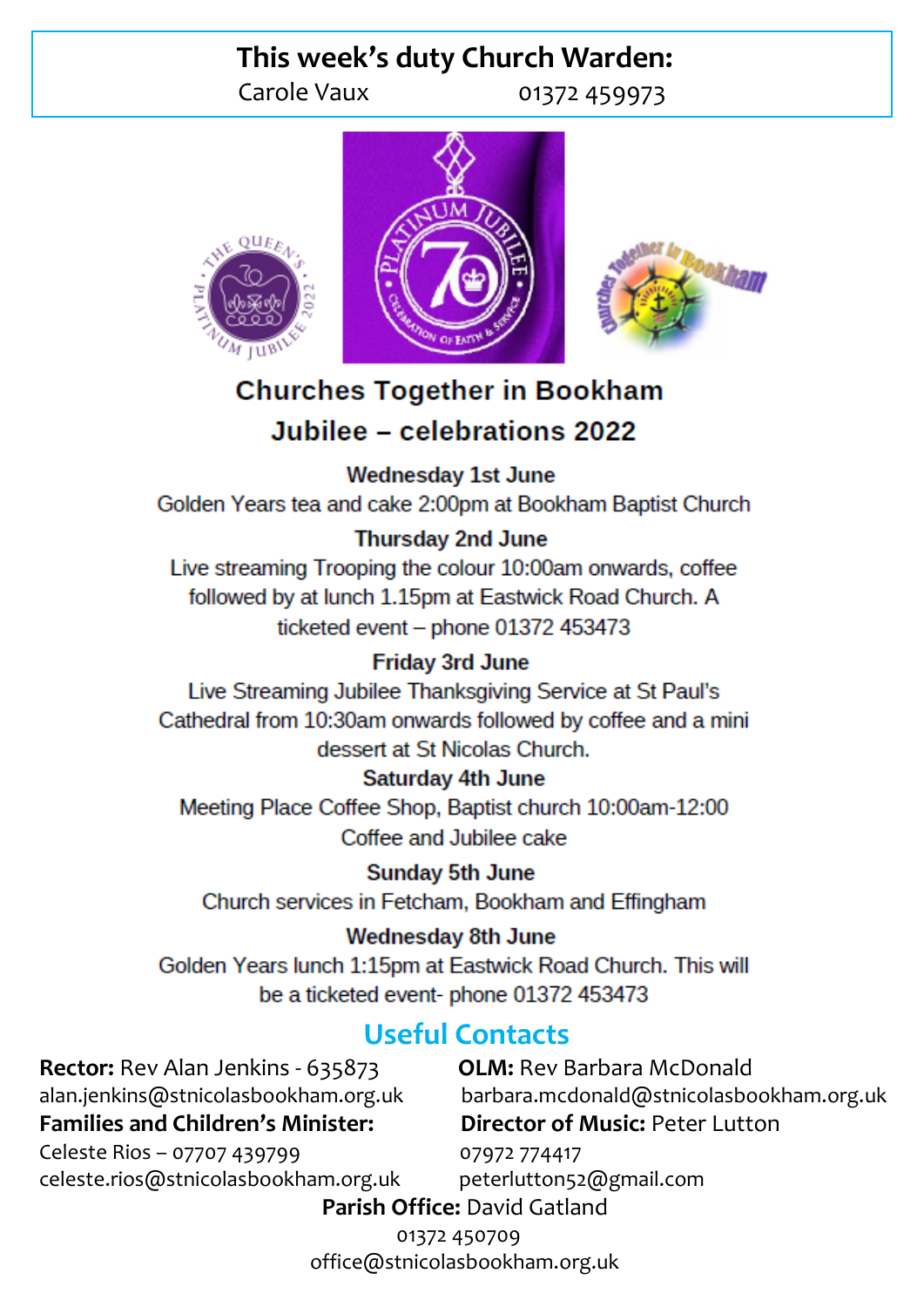**This week's duty Church Warden:**

Carole Vaux 01372 459973

## Churches Together in Bookham

## Jubilee – celebrations 2022

**Wednesday 1st June**

Golden Years tea and cake 2:00pm at Bookham Baptist Church

**Thursday 2nd June**

Live streaming Trooping the colour 10:00am onwards, coffee followed by at lunch 1.15pm at Eastwick Road Church. A ticketed event – phone 01372 453473

**Friday 3rd June**

Live Streaming Jubilee Thanksgiving Service at St Paul's Cathedral from 10:30am onwards followed by coffee and a mini dessert at St Nicolas Church.

**Saturday 4th June**

Meeting Place Coffee Shop, Baptist church 10:00am-12:00 Coffee and Jubilee cake

**Sunday 5th June**

Church services in Fetcham, Bookham and Effingham

**Wednesday 8th June**

Golden Years lunch 1:15pm at Eastwick Road Church. This will be a ticketed event- phone 01372 453473

## Useful Contacts

**Rector:** Rev Alan Jenkins - 635873
alan.jenkins@stnicolasbookham.org.uk

**Families and Children's Minister:**
Celeste Rios – 07707 439799
celeste.rios@stnicolasbookham.org.uk

**OLM:** Rev Barbara McDonald
barbara.mcdonald@stnicolasbookham.org.uk

**Director of Music:** Peter Lutton
07972 774417
peterlutton52@gmail.com

**Parish Office:** David Gatland
01372 450709
office@stnicolasbookham.org.uk